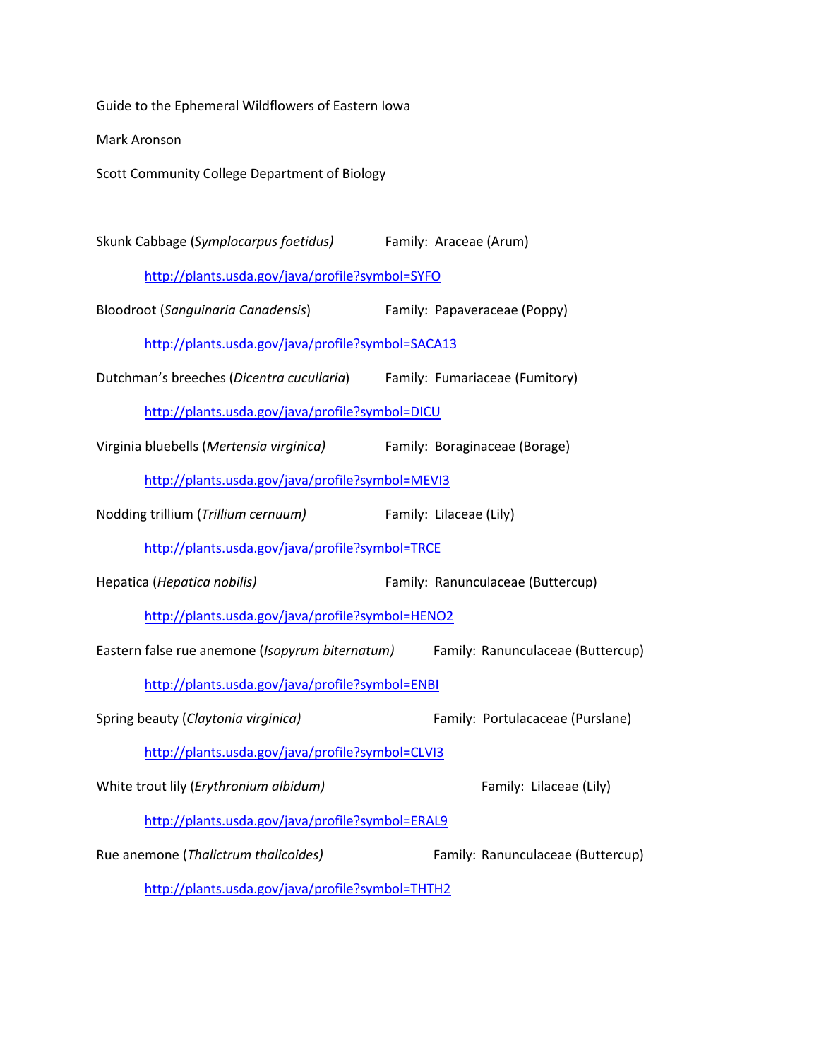Guide to the Ephemeral Wildflowers of Eastern Iowa

Mark Aronson

Scott Community College Department of Biology

Skunk Cabbage (*Symplocarpus foetidus)* Family: Araceae (Arum)

http://plants.usda.gov/java/profile?symbol=SYFO

Bloodroot (*Sanguinaria Canadensis*) Family: Papaveraceae (Poppy)

http://plants.usda.gov/java/profile?symbol=SACA13

Dutchman's breeches (*Dicentra cucullaria*) Family: Fumariaceae (Fumitory)

http://plants.usda.gov/java/profile?symbol=DICU

Virginia bluebells (*Mertensia virginica)* Family: Boraginaceae (Borage)

http://plants.usda.gov/java/profile?symbol=MEVI3

Nodding trillium (*Trillium cernuum)* Family: Lilaceae (Lily)

http://plants.usda.gov/java/profile?symbol=TRCE

Hepatica (*Hepatica nobilis)* Family: Ranunculaceae (Buttercup)

http://plants.usda.gov/java/profile?symbol=HENO2

Eastern false rue anemone (*Isopyrum biternatum)* Family: Ranunculaceae (Buttercup)

http://plants.usda.gov/java/profile?symbol=ENBI

Spring beauty (*Claytonia virginica)* Family: Portulacaceae (Purslane)

http://plants.usda.gov/java/profile?symbol=CLVI3

White trout lily (*Erythronium albidum)* Family: Lilaceae (Lily)

http://plants.usda.gov/java/profile?symbol=ERAL9

Rue anemone (*Thalictrum thalicoides)* Family: Ranunculaceae (Buttercup)

http://plants.usda.gov/java/profile?symbol=THTH2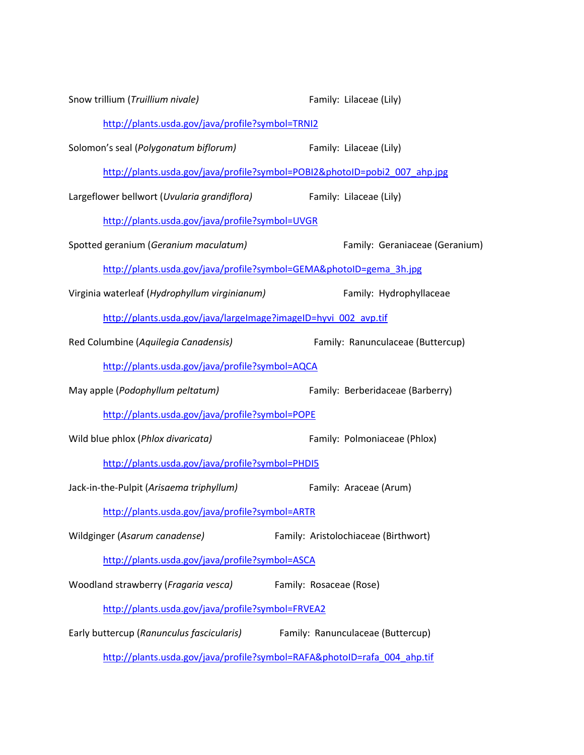Snow trillium (*Truillium nivale)* Family: Lilaceae (Lily)

[http://plants.usda.gov/java/profile?symbol=TRNI2](http://plants.usda.gov/java/profile?symbol=TRNI2)

Solomon's seal (*Polygonatum biflorum)* Family: Lilaceae (Lily)

[http://plants.usda.gov/java/profile?symbol=POBI2&photoID=pobi2_007_ahp.jpg](http://plants.usda.gov/java/profile?symbol=POBI2&photoID=pobi2_007_ahp.jpg)

Largeflower bellwort (*Uvularia grandiflora)* Family: Lilaceae (Lily)

[http://plants.usda.gov/java/profile?symbol=UVGR](http://plants.usda.gov/java/profile?symbol=UVGR)

Spotted geranium (*Geranium maculatum)* Family: Geraniaceae (Geranium)

[http://plants.usda.gov/java/profile?symbol=GEMA&photoID=gema_3h.jpg](http://plants.usda.gov/java/profile?symbol=GEMA&photoID=gema_3h.jpg)

Virginia waterleaf (*Hydrophyllum virginianum)* Family: Hydrophyllaceae

[http://plants.usda.gov/java/largeImage?imageID=hyvi_002_avp.tif](http://plants.usda.gov/java/largeImage?imageID=hyvi_002_avp.tif)

Red Columbine (*Aquilegia Canadensis)* Family: Ranunculaceae (Buttercup)

[http://plants.usda.gov/java/profile?symbol=AQCA](http://plants.usda.gov/java/profile?symbol=AQCA)

May apple (*Podophyllum peltatum)* Family: Berberidaceae (Barberry)

[http://plants.usda.gov/java/profile?symbol=POPE](http://plants.usda.gov/java/profile?symbol=POPE)

Wild blue phlox (*Phlox divaricata)* Family: Polmoniaceae (Phlox)

[http://plants.usda.gov/java/profile?symbol=PHDI5](http://plants.usda.gov/java/profile?symbol=PHDI5)

Jack-in-the-Pulpit (*Arisaema triphyllum)* Family: Araceae (Arum)

[http://plants.usda.gov/java/profile?symbol=ARTR](http://plants.usda.gov/java/profile?symbol=ARTR)

Wildginger (*Asarum canadense)* Family: Aristolochiaceae (Birthwort)

[http://plants.usda.gov/java/profile?symbol=ASCA](http://plants.usda.gov/java/profile?symbol=ASCA)

Woodland strawberry (*Fragaria vesca)* Family: Rosaceae (Rose)

[http://plants.usda.gov/java/profile?symbol=FRVEA2](http://plants.usda.gov/java/profile?symbol=FRVEA2)

Early buttercup (*Ranunculus fascicularis)* Family: Ranunculaceae (Buttercup)

[http://plants.usda.gov/java/profile?symbol=RAFA&photoID=rafa_004_ahp.tif](http://plants.usda.gov/java/profile?symbol=RAFA&photoID=rafa_004_ahp.tif)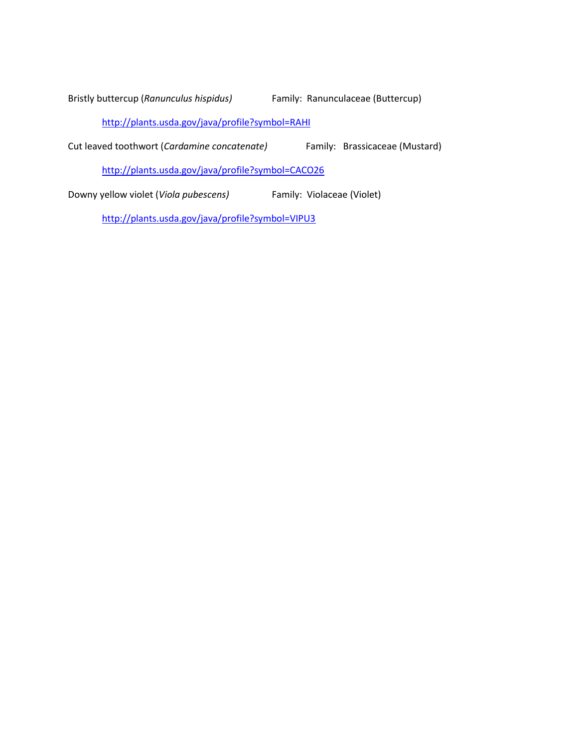Bristly buttercup (*Ranunculus hispidus)* Family: Ranunculaceae (Buttercup)

http://plants.usda.gov/java/profile?symbol=RAHI

Cut leaved toothwort (*Cardamine concatenate)* Family: Brassicaceae (Mustard)

http://plants.usda.gov/java/profile?symbol=CACO26

Downy yellow violet (*Viola pubescens)* Family: Violaceae (Violet)

http://plants.usda.gov/java/profile?symbol=VIPU3